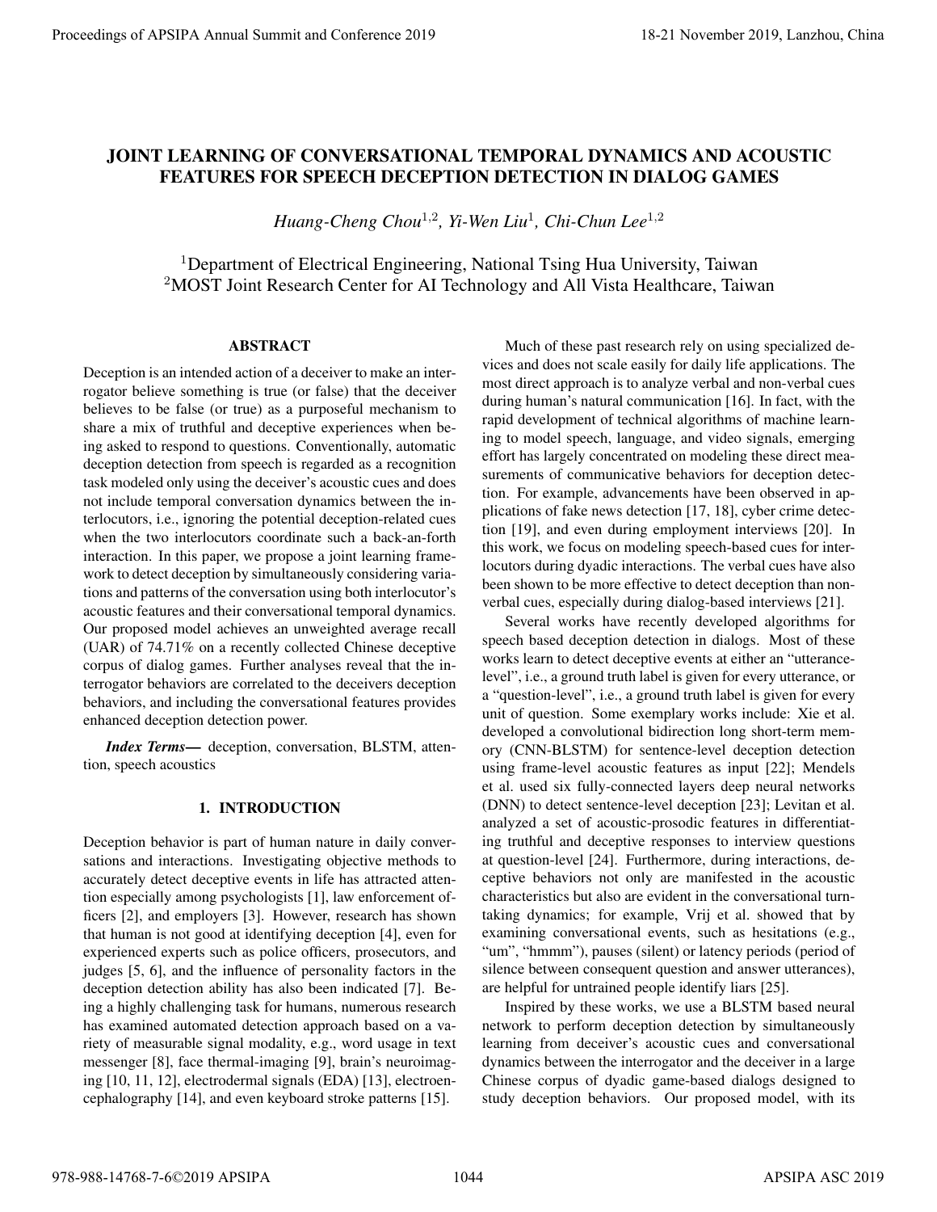# JOINT LEARNING OF CONVERSATIONAL TEMPORAL DYNAMICS AND ACOUSTIC FEATURES FOR SPEECH DECEPTION DETECTION IN DIALOG GAMES

*Huang-Cheng Chou*[1,2], *Yi-Wen Liu*[1], *Chi-Chun Lee*[1,2]

[1]Department of Electrical Engineering, National Tsing Hua University, Taiwan
[2]MOST Joint Research Center for AI Technology and All Vista Healthcare, Taiwan

## ABSTRACT

Deception is an intended action of a deceiver to make an interrogator believe something is true (or false) that the deceiver believes to be false (or true) as a purposeful mechanism to share a mix of truthful and deceptive experiences when being asked to respond to questions. Conventionally, automatic deception detection from speech is regarded as a recognition task modeled only using the deceiver's acoustic cues and does not include temporal conversation dynamics between the interlocutors, i.e., ignoring the potential deception-related cues when the two interlocutors coordinate such a back-an-forth interaction. In this paper, we propose a joint learning framework to detect deception by simultaneously considering variations and patterns of the conversation using both interlocutor's acoustic features and their conversational temporal dynamics. Our proposed model achieves an unweighted average recall (UAR) of 74.71% on a recently collected Chinese deceptive corpus of dialog games. Further analyses reveal that the interrogator behaviors are correlated to the deceivers deception behaviors, and including the conversational features provides enhanced deception detection power.

***Index Terms***— deception, conversation, BLSTM, attention, speech acoustics

## 1. INTRODUCTION

Deception behavior is part of human nature in daily conversations and interactions. Investigating objective methods to accurately detect deceptive events in life has attracted attention especially among psychologists [1], law enforcement officers [2], and employers [3]. However, research has shown that human is not good at identifying deception [4], even for experienced experts such as police officers, prosecutors, and judges [5, 6], and the influence of personality factors in the deception detection ability has also been indicated [7]. Being a highly challenging task for humans, numerous research has examined automated detection approach based on a variety of measurable signal modality, e.g., word usage in text messenger [8], face thermal-imaging [9], brain's neuroimaging [10, 11, 12], electrodermal signals (EDA) [13], electroencephalography [14], and even keyboard stroke patterns [15].

Much of these past research rely on using specialized devices and does not scale easily for daily life applications. The most direct approach is to analyze verbal and non-verbal cues during human's natural communication [16]. In fact, with the rapid development of technical algorithms of machine learning to model speech, language, and video signals, emerging effort has largely concentrated on modeling these direct measurements of communicative behaviors for deception detection. For example, advancements have been observed in applications of fake news detection [17, 18], cyber crime detection [19], and even during employment interviews [20]. In this work, we focus on modeling speech-based cues for interlocutors during dyadic interactions. The verbal cues have also been shown to be more effective to detect deception than nonverbal cues, especially during dialog-based interviews [21].

Several works have recently developed algorithms for speech based deception detection in dialogs. Most of these works learn to detect deceptive events at either an "utterance-level", i.e., a ground truth label is given for every utterance, or a "question-level", i.e., a ground truth label is given for every unit of question. Some exemplary works include: Xie et al. developed a convolutional bidirection long short-term memory (CNN-BLSTM) for sentence-level deception detection using frame-level acoustic features as input [22]; Mendels et al. used six fully-connected layers deep neural networks (DNN) to detect sentence-level deception [23]; Levitan et al. analyzed a set of acoustic-prosodic features in differentiating truthful and deceptive responses to interview questions at question-level [24]. Furthermore, during interactions, deceptive behaviors not only are manifested in the acoustic characteristics but also are evident in the conversational turn-taking dynamics; for example, Vrij et al. showed that by examining conversational events, such as hesitations (e.g., "um", "hmmm"), pauses (silent) or latency periods (period of silence between consequent question and answer utterances), are helpful for untrained people identify liars [25].

Inspired by these works, we use a BLSTM based neural network to perform deception detection by simultaneously learning from deceiver's acoustic cues and conversational dynamics between the interrogator and the deceiver in a large Chinese corpus of dyadic game-based dialogs designed to study deception behaviors. Our proposed model, with its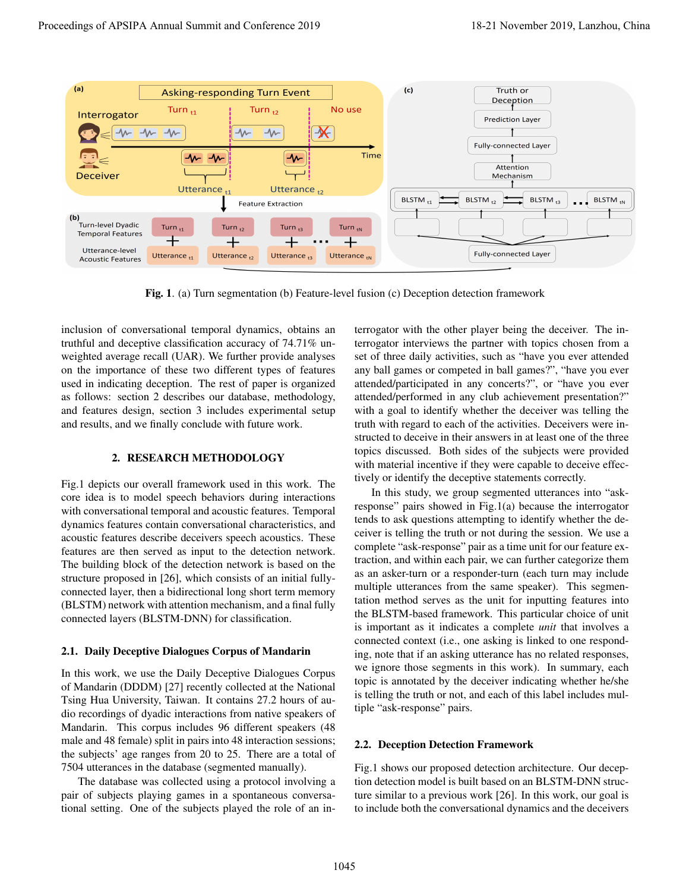**Fig. 1**. (a) Turn segmentation (b) Feature-level fusion (c) Deception detection framework

inclusion of conversational temporal dynamics, obtains an truthful and deceptive classification accuracy of 74.71% unweighted average recall (UAR). We further provide analyses on the importance of these two different types of features used in indicating deception. The rest of paper is organized as follows: section 2 describes our database, methodology, and features design, section 3 includes experimental setup and results, and we finally conclude with future work.

## 2. RESEARCH METHODOLOGY

Fig.1 depicts our overall framework used in this work. The core idea is to model speech behaviors during interactions with conversational temporal and acoustic features. Temporal dynamics features contain conversational characteristics, and acoustic features describe deceivers speech acoustics. These features are then served as input to the detection network. The building block of the detection network is based on the structure proposed in [26], which consists of an initial fully-connected layer, then a bidirectional long short term memory (BLSTM) network with attention mechanism, and a final fully connected layers (BLSTM-DNN) for classification.

### 2.1. Daily Deceptive Dialogues Corpus of Mandarin

In this work, we use the Daily Deceptive Dialogues Corpus of Mandarin (DDDM) [27] recently collected at the National Tsing Hua University, Taiwan. It contains 27.2 hours of audio recordings of dyadic interactions from native speakers of Mandarin. This corpus includes 96 different speakers (48 male and 48 female) split in pairs into 48 interaction sessions; the subjects' age ranges from 20 to 25. There are a total of 7504 utterances in the database (segmented manually).

The database was collected using a protocol involving a pair of subjects playing games in a spontaneous conversational setting. One of the subjects played the role of an interrogator with the other player being the deceiver. The interrogator interviews the partner with topics chosen from a set of three daily activities, such as "have you ever attended any ball games or competed in ball games?", "have you ever attended/participated in any concerts?", or "have you ever attended/performed in any club achievement presentation?" with a goal to identify whether the deceiver was telling the truth with regard to each of the activities. Deceivers were instructed to deceive in their answers in at least one of the three topics discussed. Both sides of the subjects were provided with material incentive if they were capable to deceive effectively or identify the deceptive statements correctly.

In this study, we group segmented utterances into "ask-response" pairs showed in Fig.1(a) because the interrogator tends to ask questions attempting to identify whether the deceiver is telling the truth or not during the session. We use a complete "ask-response" pair as a time unit for our feature extraction, and within each pair, we can further categorize them as an asker-turn or a responder-turn (each turn may include multiple utterances from the same speaker). This segmentation method serves as the unit for inputting features into the BLSTM-based framework. This particular choice of unit is important as it indicates a complete *unit* that involves a connected context (i.e., one asking is linked to one responding, note that if an asking utterance has no related responses, we ignore those segments in this work). In summary, each topic is annotated by the deceiver indicating whether he/she is telling the truth or not, and each of this label includes multiple "ask-response" pairs.

### 2.2. Deception Detection Framework

Fig.1 shows our proposed detection architecture. Our deception detection model is built based on an BLSTM-DNN structure similar to a previous work [26]. In this work, our goal is to include both the conversational dynamics and the deceivers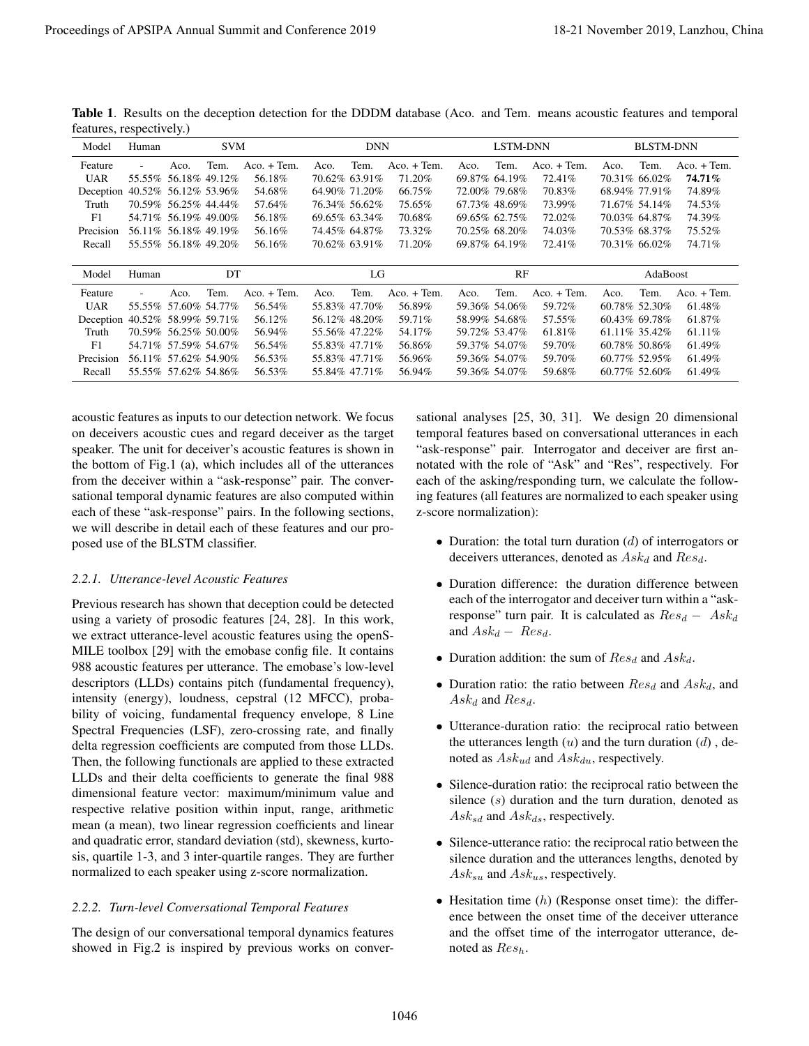**Table 1**. Results on the deception detection for the DDDM database (Aco. and Tem. means acoustic features and temporal features, respectively.)

| Model | Human | SVM | | | DNN | | | LSTM-DNN | | | BLSTM-DNN | | |
|---|---|---|---|---|---|---|---|---|---|---|---|---|---|
| Feature | - | Aco. | Tem. | Aco. + Tem. | Aco. | Tem. | Aco. + Tem. | Aco. | Tem. | Aco. + Tem. | Aco. | Tem. | Aco. + Tem. |
| UAR | 55.55% | 56.18% | 49.12% | 56.18% | 70.62% | 63.91% | 71.20% | 69.87% | 64.19% | 72.41% | 70.31% | 66.02% | **74.71%** |
| Deception | 40.52% | 56.12% | 53.96% | 54.68% | 64.90% | 71.20% | 66.75% | 72.00% | 79.68% | 70.83% | 68.94% | 77.91% | 74.89% |
| Truth | 70.59% | 56.25% | 44.44% | 57.64% | 76.34% | 56.62% | 75.65% | 67.73% | 48.69% | 73.99% | 71.67% | 54.14% | 74.53% |
| F1 | 54.71% | 56.19% | 49.00% | 56.18% | 69.65% | 63.34% | 70.68% | 69.65% | 62.75% | 72.02% | 70.03% | 64.87% | 74.39% |
| Precision | 56.11% | 56.18% | 49.19% | 56.16% | 74.45% | 64.87% | 73.32% | 70.25% | 68.20% | 74.03% | 70.53% | 68.37% | 75.52% |
| Recall | 55.55% | 56.18% | 49.20% | 56.16% | 70.62% | 63.91% | 71.20% | 69.87% | 64.19% | 72.41% | 70.31% | 66.02% | 74.71% |

| Model | Human | DT | | | LG | | | RF | | | AdaBoost | | |
|---|---|---|---|---|---|---|---|---|---|---|---|---|---|
| Feature | - | Aco. | Tem. | Aco. + Tem. | Aco. | Tem. | Aco. + Tem. | Aco. | Tem. | Aco. + Tem. | Aco. | Tem. | Aco. + Tem. |
| UAR | 55.55% | 57.60% | 54.77% | 56.54% | 55.83% | 47.70% | 56.89% | 59.36% | 54.06% | 59.72% | 60.78% | 52.30% | 61.48% |
| Deception | 40.52% | 58.99% | 59.71% | 56.12% | 56.12% | 48.20% | 59.71% | 58.99% | 54.68% | 57.55% | 60.43% | 69.78% | 61.87% |
| Truth | 70.59% | 56.25% | 50.00% | 56.94% | 55.56% | 47.22% | 54.17% | 59.72% | 53.47% | 61.81% | 61.11% | 35.42% | 61.11% |
| F1 | 54.71% | 57.59% | 54.67% | 56.54% | 55.83% | 47.71% | 56.86% | 59.37% | 54.07% | 59.70% | 60.78% | 50.86% | 61.49% |
| Precision | 56.11% | 57.62% | 54.90% | 56.53% | 55.83% | 47.71% | 56.96% | 59.36% | 54.07% | 59.70% | 60.77% | 52.95% | 61.49% |
| Recall | 55.55% | 57.62% | 54.86% | 56.53% | 55.84% | 47.71% | 56.94% | 59.36% | 54.07% | 59.68% | 60.77% | 52.60% | 61.49% |

acoustic features as inputs to our detection network. We focus on deceivers acoustic cues and regard deceiver as the target speaker. The unit for deceiver's acoustic features is shown in the bottom of Fig.1 (a), which includes all of the utterances from the deceiver within a "ask-response" pair. The conversational temporal dynamic features are also computed within each of these "ask-response" pairs. In the following sections, we will describe in detail each of these features and our proposed use of the BLSTM classifier.

### 2.2.1. Utterance-level Acoustic Features

Previous research has shown that deception could be detected using a variety of prosodic features [24, 28]. In this work, we extract utterance-level acoustic features using the openSMILE toolbox [29] with the emobase config file. It contains 988 acoustic features per utterance. The emobase's low-level descriptors (LLDs) contains pitch (fundamental frequency), intensity (energy), loudness, cepstral (12 MFCC), probability of voicing, fundamental frequency envelope, 8 Line Spectral Frequencies (LSF), zero-crossing rate, and finally delta regression coefficients are computed from those LLDs. Then, the following functionals are applied to these extracted LLDs and their delta coefficients to generate the final 988 dimensional feature vector: maximum/minimum value and respective relative position within input, range, arithmetic mean (a mean), two linear regression coefficients and linear and quadratic error, standard deviation (std), skewness, kurtosis, quartile 1-3, and 3 inter-quartile ranges. They are further normalized to each speaker using z-score normalization.

### 2.2.2. Turn-level Conversational Temporal Features

The design of our conversational temporal dynamics features showed in Fig.2 is inspired by previous works on conversational analyses [25, 30, 31]. We design 20 dimensional temporal features based on conversational utterances in each "ask-response" pair. Interrogator and deceiver are first annotated with the role of "Ask" and "Res", respectively. For each of the asking/responding turn, we calculate the following features (all features are normalized to each speaker using z-score normalization):

- Duration: the total turn duration ($d$) of interrogators or deceivers utterances, denoted as $Ask_d$ and $Res_d$.
- Duration difference: the duration difference between each of the interrogator and deceiver turn within a "ask-response" turn pair. It is calculated as $Res_d - Ask_d$ and $Ask_d - Res_d$.
- Duration addition: the sum of $Res_d$ and $Ask_d$.
- Duration ratio: the ratio between $Res_d$ and $Ask_d$, and $Ask_d$ and $Res_d$.
- Utterance-duration ratio: the reciprocal ratio between the utterances length ($u$) and the turn duration ($d$) , denoted as $Ask_{ud}$ and $Ask_{du}$, respectively.
- Silence-duration ratio: the reciprocal ratio between the silence ($s$) duration and the turn duration, denoted as $Ask_{sd}$ and $Ask_{ds}$, respectively.
- Silence-utterance ratio: the reciprocal ratio between the silence duration and the utterances lengths, denoted by $Ask_{su}$ and $Ask_{us}$, respectively.
- Hesitation time ($h$) (Response onset time): the difference between the onset time of the deceiver utterance and the offset time of the interrogator utterance, denoted as $Res_h$.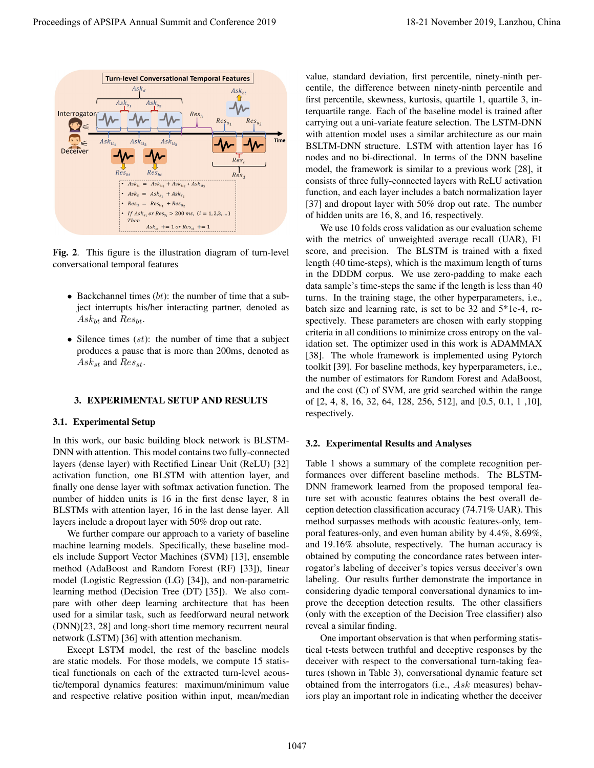Fig. 2. This figure is the illustration diagram of turn-level conversational temporal features

- Backchannel times ($bt$): the number of time that a subject interrupts his/her interacting partner, denoted as $Ask_{bt}$ and $Res_{bt}$.
- Silence times ($st$): the number of time that a subject produces a pause that is more than 200ms, denoted as $Ask_{st}$ and $Res_{st}$.

## 3. EXPERIMENTAL SETUP AND RESULTS

### 3.1. Experimental Setup

In this work, our basic building block network is BLSTM-DNN with attention. This model contains two fully-connected layers (dense layer) with Rectified Linear Unit (ReLU) [32] activation function, one BLSTM with attention layer, and finally one dense layer with softmax activation function. The number of hidden units is 16 in the first dense layer, 8 in BLSTMs with attention layer, 16 in the last dense layer. All layers include a dropout layer with 50% drop out rate.

We further compare our approach to a variety of baseline machine learning models. Specifically, these baseline models include Support Vector Machines (SVM) [13], ensemble method (AdaBoost and Random Forest (RF) [33]), linear model (Logistic Regression (LG) [34]), and non-parametric learning method (Decision Tree (DT) [35]). We also compare with other deep learning architecture that has been used for a similar task, such as feedforward neural network (DNN)[23, 28] and long-short time memory recurrent neural network (LSTM) [36] with attention mechanism.

Except LSTM model, the rest of the baseline models are static models. For those models, we compute 15 statistical functionals on each of the extracted turn-level acoustic/temporal dynamics features: maximum/minimum value and respective relative position within input, mean/median value, standard deviation, first percentile, ninety-ninth percentile, the difference between ninety-ninth percentile and first percentile, skewness, kurtosis, quartile 1, quartile 3, interquartile range. Each of the baseline model is trained after carrying out a uni-variate feature selection. The LSTM-DNN with attention model uses a similar architecture as our main BSLTM-DNN structure. LSTM with attention layer has 16 nodes and no bi-directional. In terms of the DNN baseline model, the framework is similar to a previous work [28], it consists of three fully-connected layers with ReLU activation function, and each layer includes a batch normalization layer [37] and dropout layer with 50% drop out rate. The number of hidden units are 16, 8, and 16, respectively.

We use 10 folds cross validation as our evaluation scheme with the metrics of unweighted average recall (UAR), F1 score, and precision. The BLSTM is trained with a fixed length (40 time-steps), which is the maximum length of turns in the DDDM corpus. We use zero-padding to make each data sample's time-steps the same if the length is less than 40 turns. In the training stage, the other hyperparameters, i.e., batch size and learning rate, is set to be 32 and 5*1e-4, respectively. These parameters are chosen with early stopping criteria in all conditions to minimize cross entropy on the validation set. The optimizer used in this work is ADAMMAX [38]. The whole framework is implemented using Pytorch toolkit [39]. For baseline methods, key hyperparameters, i.e., the number of estimators for Random Forest and AdaBoost, and the cost (C) of SVM, are grid searched within the range of [2, 4, 8, 16, 32, 64, 128, 256, 512], and [0.5, 0.1, 1 ,10], respectively.

### 3.2. Experimental Results and Analyses

Table 1 shows a summary of the complete recognition performances over different baseline methods. The BLSTM-DNN framework learned from the proposed temporal feature set with acoustic features obtains the best overall deception detection classification accuracy (74.71% UAR). This method surpasses methods with acoustic features-only, temporal features-only, and even human ability by 4.4%, 8.69%, and 19.16% absolute, respectively. The human accuracy is obtained by computing the concordance rates between interrogator's labeling of deceiver's topics versus deceiver's own labeling. Our results further demonstrate the importance in considering dyadic temporal conversational dynamics to improve the deception detection results. The other classifiers (only with the exception of the Decision Tree classifier) also reveal a similar finding.

One important observation is that when performing statistical t-tests between truthful and deceptive responses by the deceiver with respect to the conversational turn-taking features (shown in Table 3), conversational dynamic feature set obtained from the interrogators (i.e., $Ask$ measures) behaviors play an important role in indicating whether the deceiver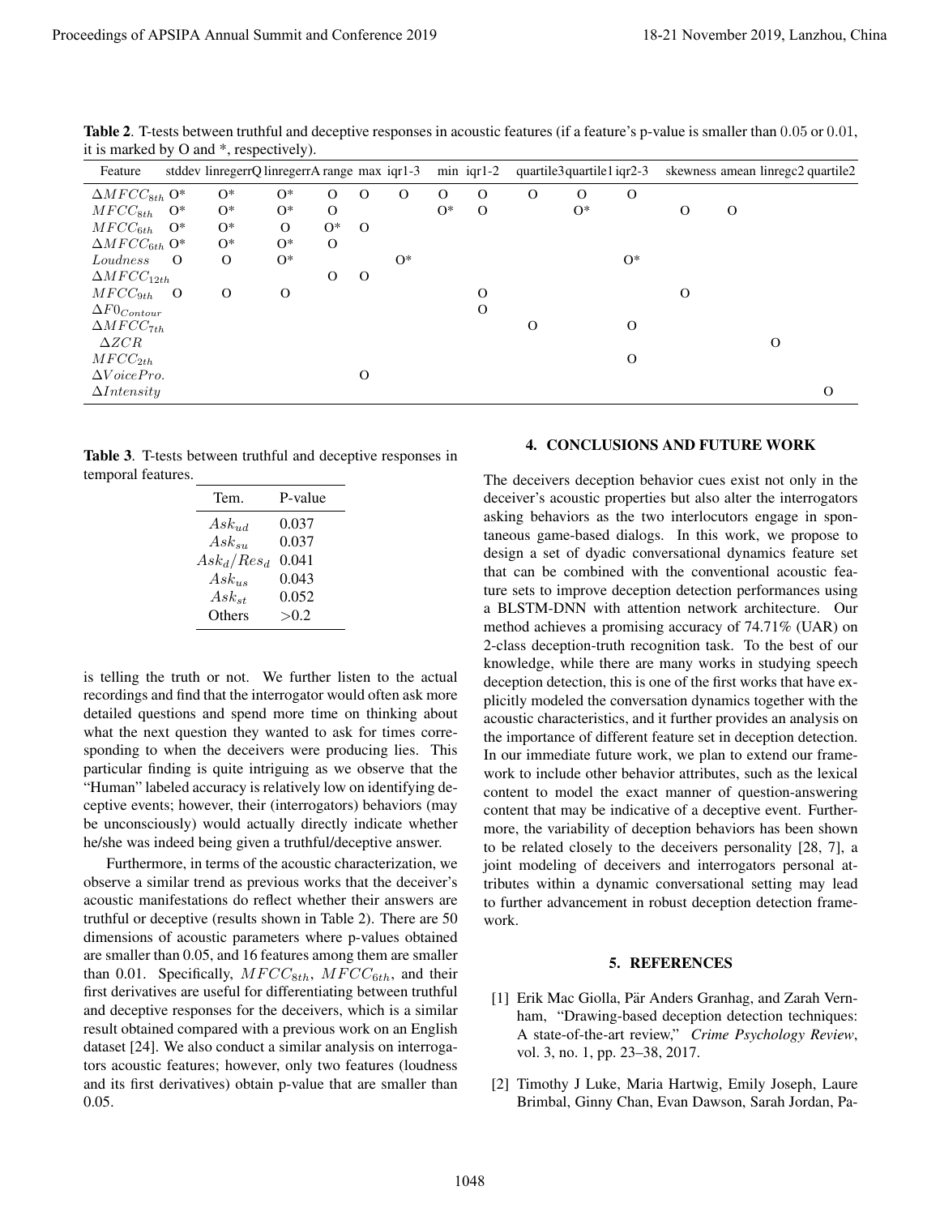**Table 2**. T-tests between truthful and deceptive responses in acoustic features (if a feature's p-value is smaller than 0.05 or 0.01, it is marked by O and *, respectively).

| Feature | stddev | linregerrQ | linregerrA | range | max | iqr1-3 | min | iqr1-2 | quartile3 | quartile1 | iqr2-3 | skewness | amean | linregc2 | quartile2 |
|---|---|---|---|---|---|---|---|---|---|---|---|---|---|---|---|
| $\Delta MFCC_{8th}$ | O* | O* | O* | O | O | O | O | O | O | O | O | | | | |
| $MFCC_{8th}$ | O* | O* | O* | O | | | O* | O | | O* | | O | O | | |
| $MFCC_{6th}$ | O* | O* | O | O* | O | | | | | | | | | | |
| $\Delta MFCC_{6th}$ | O* | O* | O* | O | | | | | | | | | | | |
| $Loudness$ | O | O | O* | | | O* | | | | | O* | | | | |
| $\Delta MFCC_{12th}$ | | | | O | O | | | | | | | | | | |
| $MFCC_{9th}$ | O | O | O | | | | | O | | | | O | | | |
| $\Delta F0_{Contour}$ | | | | | | | | O | | | | | | | |
| $\Delta MFCC_{7th}$ | | | | | | | | | O | | O | | | | |
| $\Delta ZCR$ | | | | | | | | | | | | | | O | |
| $MFCC_{2th}$ | | | | | | | | | | | O | | | | |
| $\Delta VoicePro.$ | | | | | O | | | | | | | | | | |
| $\Delta Intensity$ | | | | | | | | | | | | | | | O |

**Table 3**. T-tests between truthful and deceptive responses in temporal features.

| Tem. | P-value |
|---|---|
| $Ask_{ud}$ | 0.037 |
| $Ask_{su}$ | 0.037 |
| $Ask_d/Res_d$ | 0.041 |
| $Ask_{us}$ | 0.043 |
| $Ask_{st}$ | 0.052 |
| Others | >0.2 |

is telling the truth or not. We further listen to the actual recordings and find that the interrogator would often ask more detailed questions and spend more time on thinking about what the next question they wanted to ask for times corresponding to when the deceivers were producing lies. This particular finding is quite intriguing as we observe that the "Human" labeled accuracy is relatively low on identifying deceptive events; however, their (interrogators) behaviors (may be unconsciously) would actually directly indicate whether he/she was indeed being given a truthful/deceptive answer.

Furthermore, in terms of the acoustic characterization, we observe a similar trend as previous works that the deceiver's acoustic manifestations do reflect whether their answers are truthful or deceptive (results shown in Table 2). There are 50 dimensions of acoustic parameters where p-values obtained are smaller than 0.05, and 16 features among them are smaller than 0.01. Specifically, $MFCC_{8th}$, $MFCC_{6th}$, and their first derivatives are useful for differentiating between truthful and deceptive responses for the deceivers, which is a similar result obtained compared with a previous work on an English dataset [24]. We also conduct a similar analysis on interrogators acoustic features; however, only two features (loudness and its first derivatives) obtain p-value that are smaller than 0.05.

## 4. CONCLUSIONS AND FUTURE WORK

The deceivers deception behavior cues exist not only in the deceiver's acoustic properties but also alter the interrogators asking behaviors as the two interlocutors engage in spontaneous game-based dialogs. In this work, we propose to design a set of dyadic conversational dynamics feature set that can be combined with the conventional acoustic feature sets to improve deception detection performances using a BLSTM-DNN with attention network architecture. Our method achieves a promising accuracy of 74.71% (UAR) on 2-class deception-truth recognition task. To the best of our knowledge, while there are many works in studying speech deception detection, this is one of the first works that have explicitly modeled the conversation dynamics together with the acoustic characteristics, and it further provides an analysis on the importance of different feature set in deception detection. In our immediate future work, we plan to extend our framework to include other behavior attributes, such as the lexical content to model the exact manner of question-answering content that may be indicative of a deceptive event. Furthermore, the variability of deception behaviors has been shown to be related closely to the deceivers personality [28, 7], a joint modeling of deceivers and interrogators personal attributes within a dynamic conversational setting may lead to further advancement in robust deception detection framework.

## 5. REFERENCES

[1] Erik Mac Giolla, Pär Anders Granhag, and Zarah Vernham, "Drawing-based deception detection techniques: A state-of-the-art review," *Crime Psychology Review*, vol. 3, no. 1, pp. 23–38, 2017.

[2] Timothy J Luke, Maria Hartwig, Emily Joseph, Laure Brimbal, Ginny Chan, Evan Dawson, Sarah Jordan, Pa-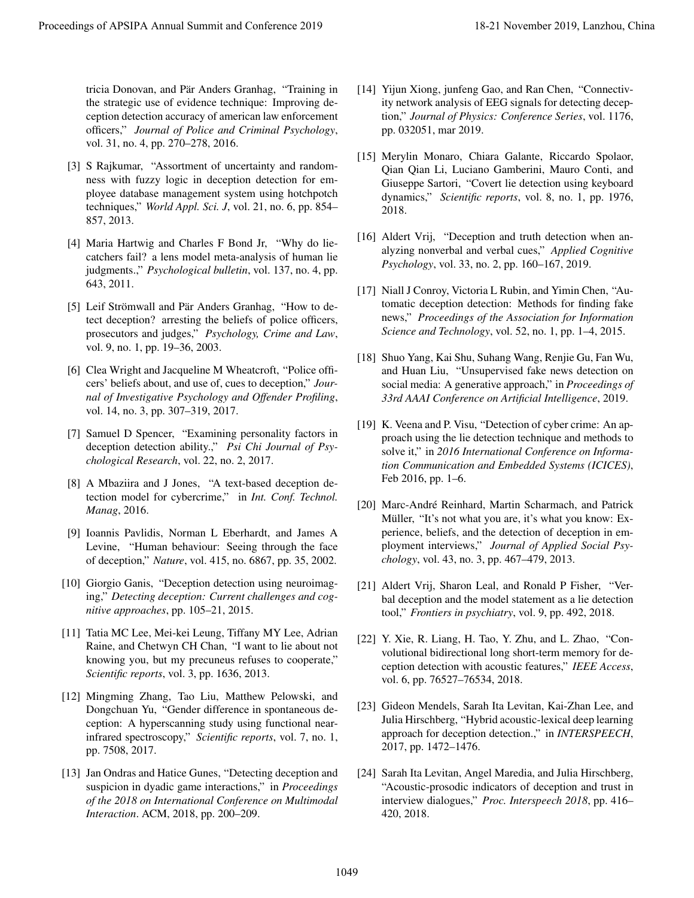tricia Donovan, and Pär Anders Granhag, "Training in the strategic use of evidence technique: Improving deception detection accuracy of american law enforcement officers," *Journal of Police and Criminal Psychology*, vol. 31, no. 4, pp. 270–278, 2016.

[3] S Rajkumar, "Assortment of uncertainty and randomness with fuzzy logic in deception detection for employee database management system using hotchpotch techniques," *World Appl. Sci. J*, vol. 21, no. 6, pp. 854–857, 2013.

[4] Maria Hartwig and Charles F Bond Jr, "Why do lie-catchers fail? a lens model meta-analysis of human lie judgments.," *Psychological bulletin*, vol. 137, no. 4, pp. 643, 2011.

[5] Leif Strömwall and Pär Anders Granhag, "How to detect deception? arresting the beliefs of police officers, prosecutors and judges," *Psychology, Crime and Law*, vol. 9, no. 1, pp. 19–36, 2003.

[6] Clea Wright and Jacqueline M Wheatcroft, "Police officers' beliefs about, and use of, cues to deception," *Journal of Investigative Psychology and Offender Profiling*, vol. 14, no. 3, pp. 307–319, 2017.

[7] Samuel D Spencer, "Examining personality factors in deception detection ability.," *Psi Chi Journal of Psychological Research*, vol. 22, no. 2, 2017.

[8] A Mbaziira and J Jones, "A text-based deception detection model for cybercrime," in *Int. Conf. Technol. Manag*, 2016.

[9] Ioannis Pavlidis, Norman L Eberhardt, and James A Levine, "Human behaviour: Seeing through the face of deception," *Nature*, vol. 415, no. 6867, pp. 35, 2002.

[10] Giorgio Ganis, "Deception detection using neuroimaging," *Detecting deception: Current challenges and cognitive approaches*, pp. 105–21, 2015.

[11] Tatia MC Lee, Mei-kei Leung, Tiffany MY Lee, Adrian Raine, and Chetwyn CH Chan, "I want to lie about not knowing you, but my precuneus refuses to cooperate," *Scientific reports*, vol. 3, pp. 1636, 2013.

[12] Mingming Zhang, Tao Liu, Matthew Pelowski, and Dongchuan Yu, "Gender difference in spontaneous deception: A hyperscanning study using functional near-infrared spectroscopy," *Scientific reports*, vol. 7, no. 1, pp. 7508, 2017.

[13] Jan Ondras and Hatice Gunes, "Detecting deception and suspicion in dyadic game interactions," in *Proceedings of the 2018 on International Conference on Multimodal Interaction*. ACM, 2018, pp. 200–209.

[14] Yijun Xiong, junfeng Gao, and Ran Chen, "Connectivity network analysis of EEG signals for detecting deception," *Journal of Physics: Conference Series*, vol. 1176, pp. 032051, mar 2019.

[15] Merylin Monaro, Chiara Galante, Riccardo Spolaor, Qian Qian Li, Luciano Gamberini, Mauro Conti, and Giuseppe Sartori, "Covert lie detection using keyboard dynamics," *Scientific reports*, vol. 8, no. 1, pp. 1976, 2018.

[16] Aldert Vrij, "Deception and truth detection when analyzing nonverbal and verbal cues," *Applied Cognitive Psychology*, vol. 33, no. 2, pp. 160–167, 2019.

[17] Niall J Conroy, Victoria L Rubin, and Yimin Chen, "Automatic deception detection: Methods for finding fake news," *Proceedings of the Association for Information Science and Technology*, vol. 52, no. 1, pp. 1–4, 2015.

[18] Shuo Yang, Kai Shu, Suhang Wang, Renjie Gu, Fan Wu, and Huan Liu, "Unsupervised fake news detection on social media: A generative approach," in *Proceedings of 33rd AAAI Conference on Artificial Intelligence*, 2019.

[19] K. Veena and P. Visu, "Detection of cyber crime: An approach using the lie detection technique and methods to solve it," in *2016 International Conference on Information Communication and Embedded Systems (ICICES)*, Feb 2016, pp. 1–6.

[20] Marc-André Reinhard, Martin Scharmach, and Patrick Müller, "It's not what you are, it's what you know: Experience, beliefs, and the detection of deception in employment interviews," *Journal of Applied Social Psychology*, vol. 43, no. 3, pp. 467–479, 2013.

[21] Aldert Vrij, Sharon Leal, and Ronald P Fisher, "Verbal deception and the model statement as a lie detection tool," *Frontiers in psychiatry*, vol. 9, pp. 492, 2018.

[22] Y. Xie, R. Liang, H. Tao, Y. Zhu, and L. Zhao, "Convolutional bidirectional long short-term memory for deception detection with acoustic features," *IEEE Access*, vol. 6, pp. 76527–76534, 2018.

[23] Gideon Mendels, Sarah Ita Levitan, Kai-Zhan Lee, and Julia Hirschberg, "Hybrid acoustic-lexical deep learning approach for deception detection.," in *INTERSPEECH*, 2017, pp. 1472–1476.

[24] Sarah Ita Levitan, Angel Maredia, and Julia Hirschberg, "Acoustic-prosodic indicators of deception and trust in interview dialogues," *Proc. Interspeech 2018*, pp. 416–420, 2018.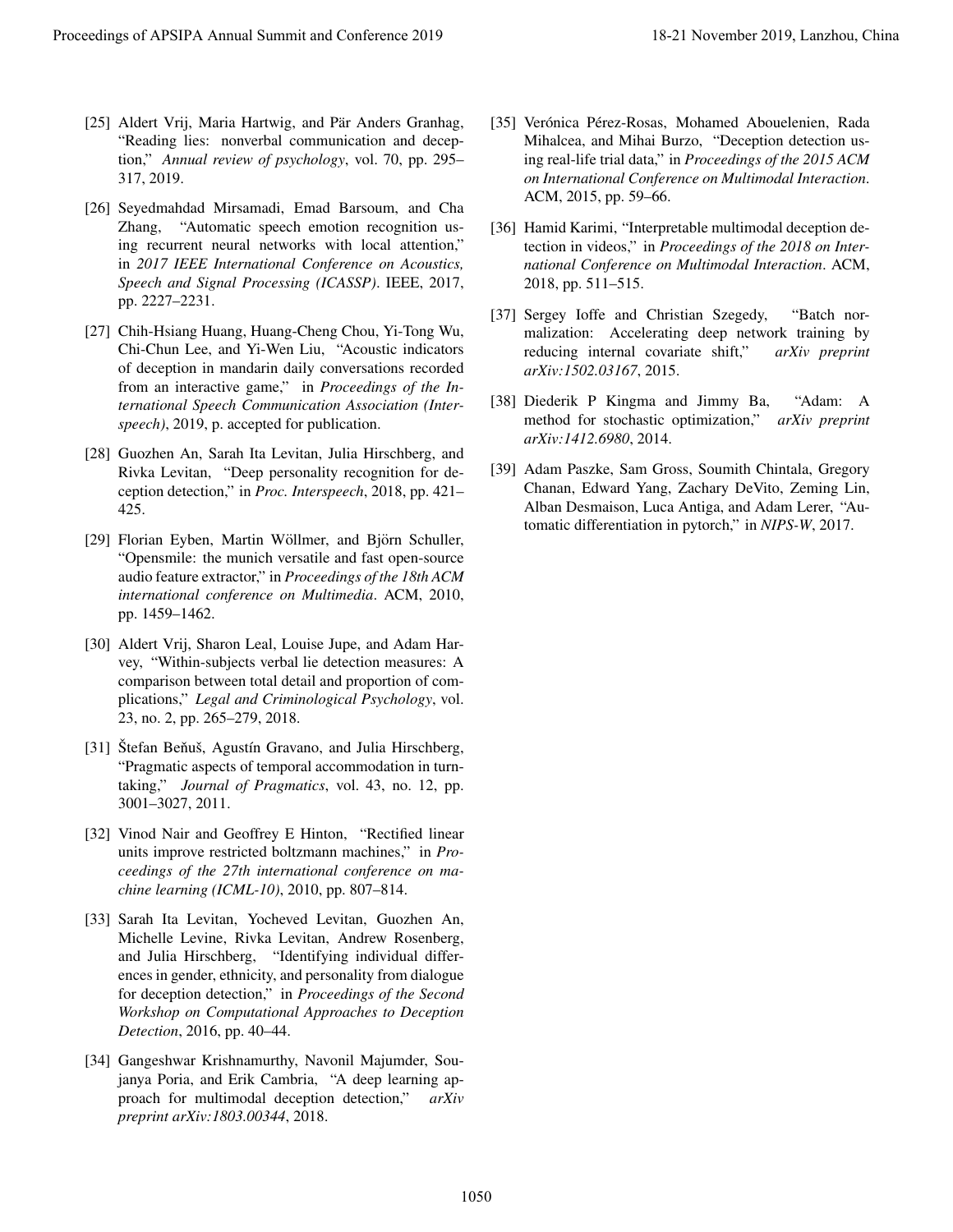[25] Aldert Vrij, Maria Hartwig, and Pär Anders Granhag, "Reading lies: nonverbal communication and deception," *Annual review of psychology*, vol. 70, pp. 295–317, 2019.

[26] Seyedmahdad Mirsamadi, Emad Barsoum, and Cha Zhang, "Automatic speech emotion recognition using recurrent neural networks with local attention," in *2017 IEEE International Conference on Acoustics, Speech and Signal Processing (ICASSP)*. IEEE, 2017, pp. 2227–2231.

[27] Chih-Hsiang Huang, Huang-Cheng Chou, Yi-Tong Wu, Chi-Chun Lee, and Yi-Wen Liu, "Acoustic indicators of deception in mandarin daily conversations recorded from an interactive game," in *Proceedings of the International Speech Communication Association (Interspeech)*, 2019, p. accepted for publication.

[28] Guozhen An, Sarah Ita Levitan, Julia Hirschberg, and Rivka Levitan, "Deep personality recognition for deception detection," in *Proc. Interspeech*, 2018, pp. 421–425.

[29] Florian Eyben, Martin Wöllmer, and Björn Schuller, "Opensmile: the munich versatile and fast open-source audio feature extractor," in *Proceedings of the 18th ACM international conference on Multimedia*. ACM, 2010, pp. 1459–1462.

[30] Aldert Vrij, Sharon Leal, Louise Jupe, and Adam Harvey, "Within-subjects verbal lie detection measures: A comparison between total detail and proportion of complications," *Legal and Criminological Psychology*, vol. 23, no. 2, pp. 265–279, 2018.

[31] Štefan Beňuš, Agustín Gravano, and Julia Hirschberg, "Pragmatic aspects of temporal accommodation in turn-taking," *Journal of Pragmatics*, vol. 43, no. 12, pp. 3001–3027, 2011.

[32] Vinod Nair and Geoffrey E Hinton, "Rectified linear units improve restricted boltzmann machines," in *Proceedings of the 27th international conference on machine learning (ICML-10)*, 2010, pp. 807–814.

[33] Sarah Ita Levitan, Yocheved Levitan, Guozhen An, Michelle Levine, Rivka Levitan, Andrew Rosenberg, and Julia Hirschberg, "Identifying individual differences in gender, ethnicity, and personality from dialogue for deception detection," in *Proceedings of the Second Workshop on Computational Approaches to Deception Detection*, 2016, pp. 40–44.

[34] Gangeshwar Krishnamurthy, Navonil Majumder, Soujanya Poria, and Erik Cambria, "A deep learning approach for multimodal deception detection," *arXiv preprint arXiv:1803.00344*, 2018.

[35] Verónica Pérez-Rosas, Mohamed Abouelenien, Rada Mihalcea, and Mihai Burzo, "Deception detection using real-life trial data," in *Proceedings of the 2015 ACM on International Conference on Multimodal Interaction*. ACM, 2015, pp. 59–66.

[36] Hamid Karimi, "Interpretable multimodal deception detection in videos," in *Proceedings of the 2018 on International Conference on Multimodal Interaction*. ACM, 2018, pp. 511–515.

[37] Sergey Ioffe and Christian Szegedy, "Batch normalization: Accelerating deep network training by reducing internal covariate shift," *arXiv preprint arXiv:1502.03167*, 2015.

[38] Diederik P Kingma and Jimmy Ba, "Adam: A method for stochastic optimization," *arXiv preprint arXiv:1412.6980*, 2014.

[39] Adam Paszke, Sam Gross, Soumith Chintala, Gregory Chanan, Edward Yang, Zachary DeVito, Zeming Lin, Alban Desmaison, Luca Antiga, and Adam Lerer, "Automatic differentiation in pytorch," in *NIPS-W*, 2017.